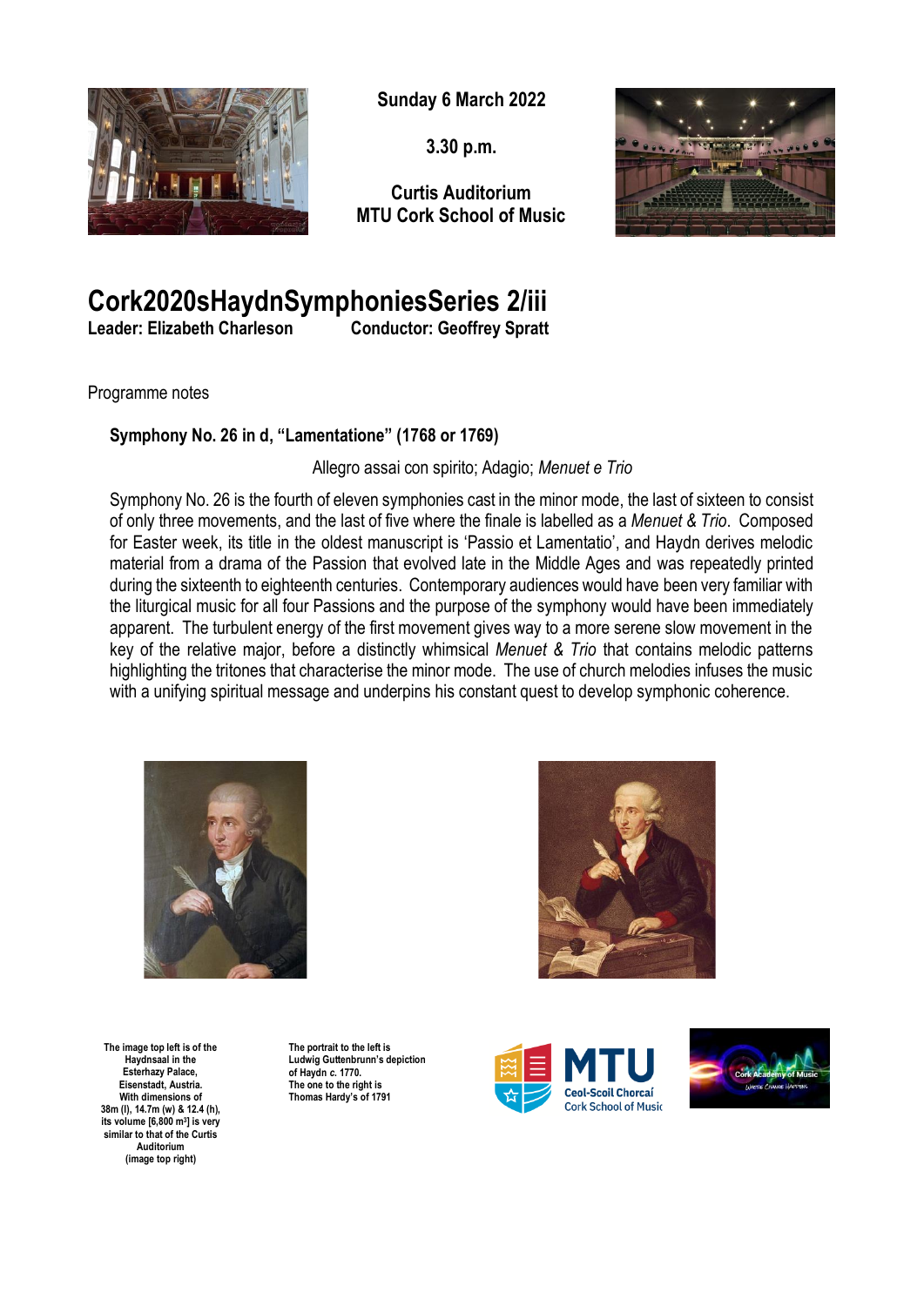**Sunday 6 March 2022**

**3.30 p.m.**

**Curtis Auditorium**
**MTU Cork School of Music**

# Cork2020sHaydnSymphoniesSeries 2/iii

**Leader: Elizabeth Charleson** **Conductor: Geoffrey Spratt**

Programme notes

### Symphony No. 26 in d, "Lamentatione" (1768 or 1769)

Allegro assai con spirito; Adagio; *Menuet e Trio*

Symphony No. 26 is the fourth of eleven symphonies cast in the minor mode, the last of sixteen to consist of only three movements, and the last of five where the finale is labelled as a *Menuet & Trio*. Composed for Easter week, its title in the oldest manuscript is 'Passio et Lamentatio', and Haydn derives melodic material from a drama of the Passion that evolved late in the Middle Ages and was repeatedly printed during the sixteenth to eighteenth centuries. Contemporary audiences would have been very familiar with the liturgical music for all four Passions and the purpose of the symphony would have been immediately apparent. The turbulent energy of the first movement gives way to a more serene slow movement in the key of the relative major, before a distinctly whimsical *Menuet & Trio* that contains melodic patterns highlighting the tritones that characterise the minor mode. The use of church melodies infuses the music with a unifying spiritual message and underpins his constant quest to develop symphonic coherence.

**The image top left is of the Haydnsaal in the Esterhazy Palace, Eisenstadt, Austria. With dimensions of 38m (l), 14.7m (w) & 12.4 (h), its volume [6,800 m³] is very similar to that of the Curtis Auditorium (image top right)**

**The portrait to the left is Ludwig Guttenbrunn's depiction of Haydn *c.* 1770. The one to the right is Thomas Hardy's of 1791**

MTU Ceol-Scoil Chorcaí Cork School of Music

Cork Academy of Music — Where Change Happens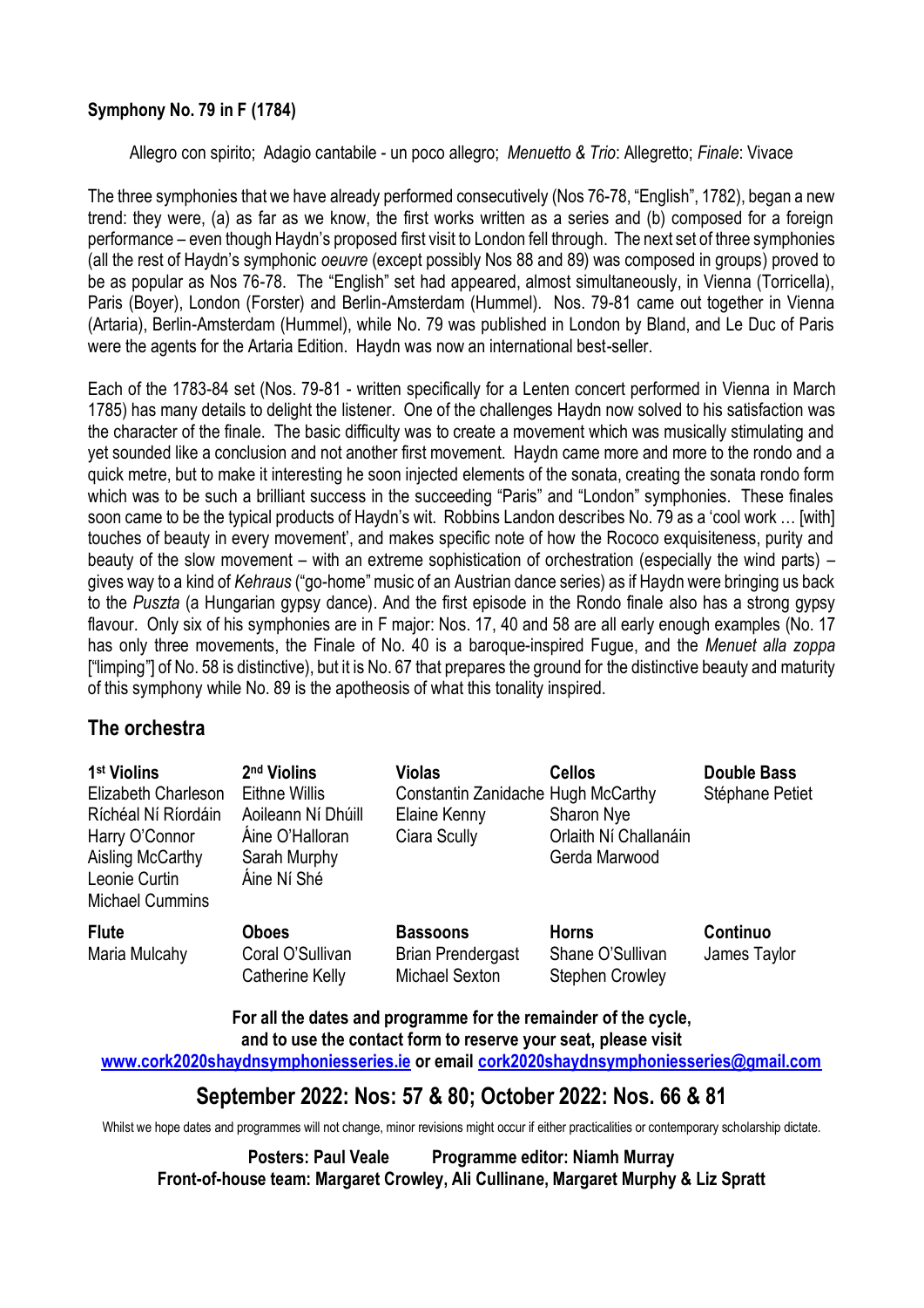**Symphony No. 79 in F (1784)**

Allegro con spirito; Adagio cantabile - un poco allegro; *Menuetto & Trio*: Allegretto; *Finale*: Vivace

The three symphonies that we have already performed consecutively (Nos 76-78, "English", 1782), began a new trend: they were, (a) as far as we know, the first works written as a series and (b) composed for a foreign performance – even though Haydn's proposed first visit to London fell through. The next set of three symphonies (all the rest of Haydn's symphonic *oeuvre* (except possibly Nos 88 and 89) was composed in groups) proved to be as popular as Nos 76-78. The "English" set had appeared, almost simultaneously, in Vienna (Torricella), Paris (Boyer), London (Forster) and Berlin-Amsterdam (Hummel). Nos. 79-81 came out together in Vienna (Artaria), Berlin-Amsterdam (Hummel), while No. 79 was published in London by Bland, and Le Duc of Paris were the agents for the Artaria Edition. Haydn was now an international best-seller.

Each of the 1783-84 set (Nos. 79-81 - written specifically for a Lenten concert performed in Vienna in March 1785) has many details to delight the listener. One of the challenges Haydn now solved to his satisfaction was the character of the finale. The basic difficulty was to create a movement which was musically stimulating and yet sounded like a conclusion and not another first movement. Haydn came more and more to the rondo and a quick metre, but to make it interesting he soon injected elements of the sonata, creating the sonata rondo form which was to be such a brilliant success in the succeeding "Paris" and "London" symphonies. These finales soon came to be the typical products of Haydn's wit. Robbins Landon describes No. 79 as a 'cool work … [with] touches of beauty in every movement', and makes specific note of how the Rococo exquisiteness, purity and beauty of the slow movement – with an extreme sophistication of orchestration (especially the wind parts) – gives way to a kind of *Kehraus* ("go-home" music of an Austrian dance series) as if Haydn were bringing us back to the *Puszta* (a Hungarian gypsy dance). And the first episode in the Rondo finale also has a strong gypsy flavour. Only six of his symphonies are in F major: Nos. 17, 40 and 58 are all early enough examples (No. 17 has only three movements, the Finale of No. 40 is a baroque-inspired Fugue, and the *Menuet alla zoppa* ["limping"] of No. 58 is distinctive), but it is No. 67 that prepares the ground for the distinctive beauty and maturity of this symphony while No. 89 is the apotheosis of what this tonality inspired.

## The orchestra

| 1st Violins | 2nd Violins | Violas | Cellos | Double Bass |
|---|---|---|---|---|
| Elizabeth Charleson | Eithne Willis | Constantin Zanidache | Hugh McCarthy | Stéphane Petiet |
| Ríchéal Ní Ríordáin | Aoileann Ní Dhúill | Elaine Kenny | Sharon Nye | |
| Harry O'Connor | Áine O'Halloran | Ciara Scully | Orlaith Ní Challanáin | |
| Aisling McCarthy | Sarah Murphy | | Gerda Marwood | |
| Leonie Curtin | Áine Ní Shé | | | |
| Michael Cummins | | | | |
| **Flute** | **Oboes** | **Bassoons** | **Horns** | **Continuo** |
| Maria Mulcahy | Coral O'Sullivan | Brian Prendergast | Shane O'Sullivan | James Taylor |
| | Catherine Kelly | Michael Sexton | Stephen Crowley | |

**For all the dates and programme for the remainder of the cycle, and to use the contact form to reserve your seat, please visit www.cork2020shaydnsymphoniesseries.ie or email cork2020shaydnsymphoniesseries@gmail.com**

## September 2022: Nos: 57 & 80; October 2022: Nos. 66 & 81

Whilst we hope dates and programmes will not change, minor revisions might occur if either practicalities or contemporary scholarship dictate.

**Posters: Paul Veale Programme editor: Niamh Murray**
**Front-of-house team: Margaret Crowley, Ali Cullinane, Margaret Murphy & Liz Spratt**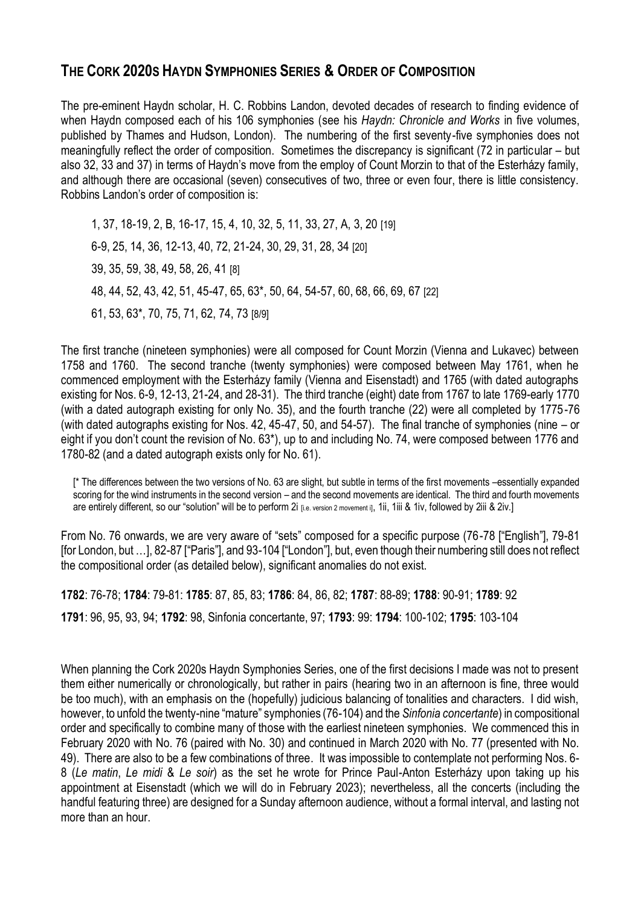## THE CORK 2020S HAYDN SYMPHONIES SERIES & ORDER OF COMPOSITION

The pre-eminent Haydn scholar, H. C. Robbins Landon, devoted decades of research to finding evidence of when Haydn composed each of his 106 symphonies (see his *Haydn: Chronicle and Works* in five volumes, published by Thames and Hudson, London). The numbering of the first seventy-five symphonies does not meaningfully reflect the order of composition. Sometimes the discrepancy is significant (72 in particular – but also 32, 33 and 37) in terms of Haydn's move from the employ of Count Morzin to that of the Esterházy family, and although there are occasional (seven) consecutives of two, three or even four, there is little consistency. Robbins Landon's order of composition is:

1, 37, 18-19, 2, B, 16-17, 15, 4, 10, 32, 5, 11, 33, 27, A, 3, 20 [19]

6-9, 25, 14, 36, 12-13, 40, 72, 21-24, 30, 29, 31, 28, 34 [20]

39, 35, 59, 38, 49, 58, 26, 41 [8]

48, 44, 52, 43, 42, 51, 45-47, 65, 63*, 50, 64, 54-57, 60, 68, 66, 69, 67 [22]

61, 53, 63*, 70, 75, 71, 62, 74, 73 [8/9]

The first tranche (nineteen symphonies) were all composed for Count Morzin (Vienna and Lukavec) between 1758 and 1760. The second tranche (twenty symphonies) were composed between May 1761, when he commenced employment with the Esterházy family (Vienna and Eisenstadt) and 1765 (with dated autographs existing for Nos. 6-9, 12-13, 21-24, and 28-31). The third tranche (eight) date from 1767 to late 1769-early 1770 (with a dated autograph existing for only No. 35), and the fourth tranche (22) were all completed by 1775-76 (with dated autographs existing for Nos. 42, 45-47, 50, and 54-57). The final tranche of symphonies (nine – or eight if you don't count the revision of No. 63*), up to and including No. 74, were composed between 1776 and 1780-82 (and a dated autograph exists only for No. 61).

[* The differences between the two versions of No. 63 are slight, but subtle in terms of the first movements –essentially expanded scoring for the wind instruments in the second version – and the second movements are identical. The third and fourth movements are entirely different, so our "solution" will be to perform 2i [i.e. version 2 movement i], 1ii, 1iii & 1iv, followed by 2iii & 2iv.]

From No. 76 onwards, we are very aware of "sets" composed for a specific purpose (76-78 ["English"], 79-81 [for London, but …], 82-87 ["Paris"], and 93-104 ["London"], but, even though their numbering still does not reflect the compositional order (as detailed below), significant anomalies do not exist.

**1782**: 76-78; **1784**: 79-81: **1785**: 87, 85, 83; **1786**: 84, 86, 82; **1787**: 88-89; **1788**: 90-91; **1789**: 92

**1791**: 96, 95, 93, 94; **1792**: 98, Sinfonia concertante, 97; **1793**: 99: **1794**: 100-102; **1795**: 103-104

When planning the Cork 2020s Haydn Symphonies Series, one of the first decisions I made was not to present them either numerically or chronologically, but rather in pairs (hearing two in an afternoon is fine, three would be too much), with an emphasis on the (hopefully) judicious balancing of tonalities and characters. I did wish, however, to unfold the twenty-nine "mature" symphonies (76-104) and the *Sinfonia concertante*) in compositional order and specifically to combine many of those with the earliest nineteen symphonies. We commenced this in February 2020 with No. 76 (paired with No. 30) and continued in March 2020 with No. 77 (presented with No. 49). There are also to be a few combinations of three. It was impossible to contemplate not performing Nos. 6-8 (*Le matin*, *Le midi* & *Le soir*) as the set he wrote for Prince Paul-Anton Esterházy upon taking up his appointment at Eisenstadt (which we will do in February 2023); nevertheless, all the concerts (including the handful featuring three) are designed for a Sunday afternoon audience, without a formal interval, and lasting not more than an hour.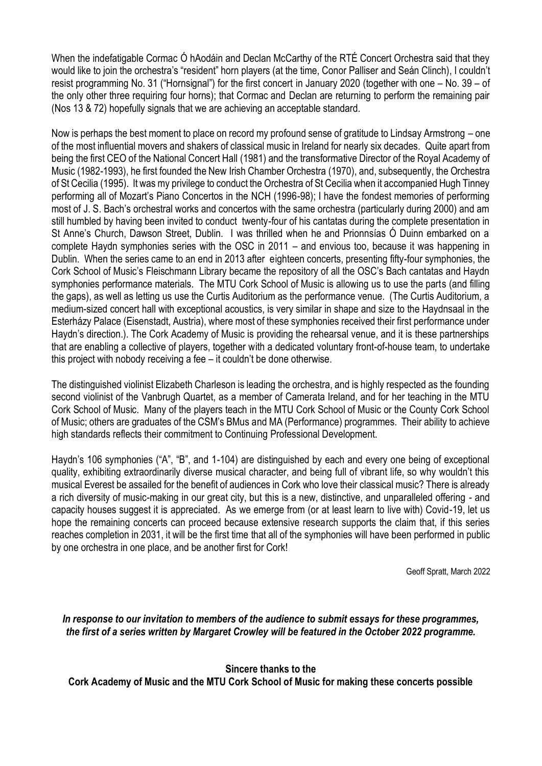When the indefatigable Cormac Ó hAodáin and Declan McCarthy of the RTÉ Concert Orchestra said that they would like to join the orchestra's "resident" horn players (at the time, Conor Palliser and Seán Clinch), I couldn't resist programming No. 31 ("Hornsignal") for the first concert in January 2020 (together with one – No. 39 – of the only other three requiring four horns); that Cormac and Declan are returning to perform the remaining pair (Nos 13 & 72) hopefully signals that we are achieving an acceptable standard.

Now is perhaps the best moment to place on record my profound sense of gratitude to Lindsay Armstrong – one of the most influential movers and shakers of classical music in Ireland for nearly six decades. Quite apart from being the first CEO of the National Concert Hall (1981) and the transformative Director of the Royal Academy of Music (1982-1993), he first founded the New Irish Chamber Orchestra (1970), and, subsequently, the Orchestra of St Cecilia (1995). It was my privilege to conduct the Orchestra of St Cecilia when it accompanied Hugh Tinney performing all of Mozart's Piano Concertos in the NCH (1996-98); I have the fondest memories of performing most of J. S. Bach's orchestral works and concertos with the same orchestra (particularly during 2000) and am still humbled by having been invited to conduct twenty-four of his cantatas during the complete presentation in St Anne's Church, Dawson Street, Dublin. I was thrilled when he and Prionnsías Ó Duinn embarked on a complete Haydn symphonies series with the OSC in 2011 – and envious too, because it was happening in Dublin. When the series came to an end in 2013 after eighteen concerts, presenting fifty-four symphonies, the Cork School of Music's Fleischmann Library became the repository of all the OSC's Bach cantatas and Haydn symphonies performance materials. The MTU Cork School of Music is allowing us to use the parts (and filling the gaps), as well as letting us use the Curtis Auditorium as the performance venue. (The Curtis Auditorium, a medium-sized concert hall with exceptional acoustics, is very similar in shape and size to the Haydnsaal in the Esterházy Palace (Eisenstadt, Austria), where most of these symphonies received their first performance under Haydn's direction.). The Cork Academy of Music is providing the rehearsal venue, and it is these partnerships that are enabling a collective of players, together with a dedicated voluntary front-of-house team, to undertake this project with nobody receiving a fee – it couldn't be done otherwise.

The distinguished violinist Elizabeth Charleson is leading the orchestra, and is highly respected as the founding second violinist of the Vanbrugh Quartet, as a member of Camerata Ireland, and for her teaching in the MTU Cork School of Music. Many of the players teach in the MTU Cork School of Music or the County Cork School of Music; others are graduates of the CSM's BMus and MA (Performance) programmes. Their ability to achieve high standards reflects their commitment to Continuing Professional Development.

Haydn's 106 symphonies ("A", "B", and 1-104) are distinguished by each and every one being of exceptional quality, exhibiting extraordinarily diverse musical character, and being full of vibrant life, so why wouldn't this musical Everest be assailed for the benefit of audiences in Cork who love their classical music? There is already a rich diversity of music-making in our great city, but this is a new, distinctive, and unparalleled offering - and capacity houses suggest it is appreciated. As we emerge from (or at least learn to live with) Covid-19, let us hope the remaining concerts can proceed because extensive research supports the claim that, if this series reaches completion in 2031, it will be the first time that all of the symphonies will have been performed in public by one orchestra in one place, and be another first for Cork!

Geoff Spratt, March 2022

***In response to our invitation to members of the audience to submit essays for these programmes, the first of a series written by Margaret Crowley will be featured in the October 2022 programme.***

**Sincere thanks to the**
**Cork Academy of Music and the MTU Cork School of Music for making these concerts possible**